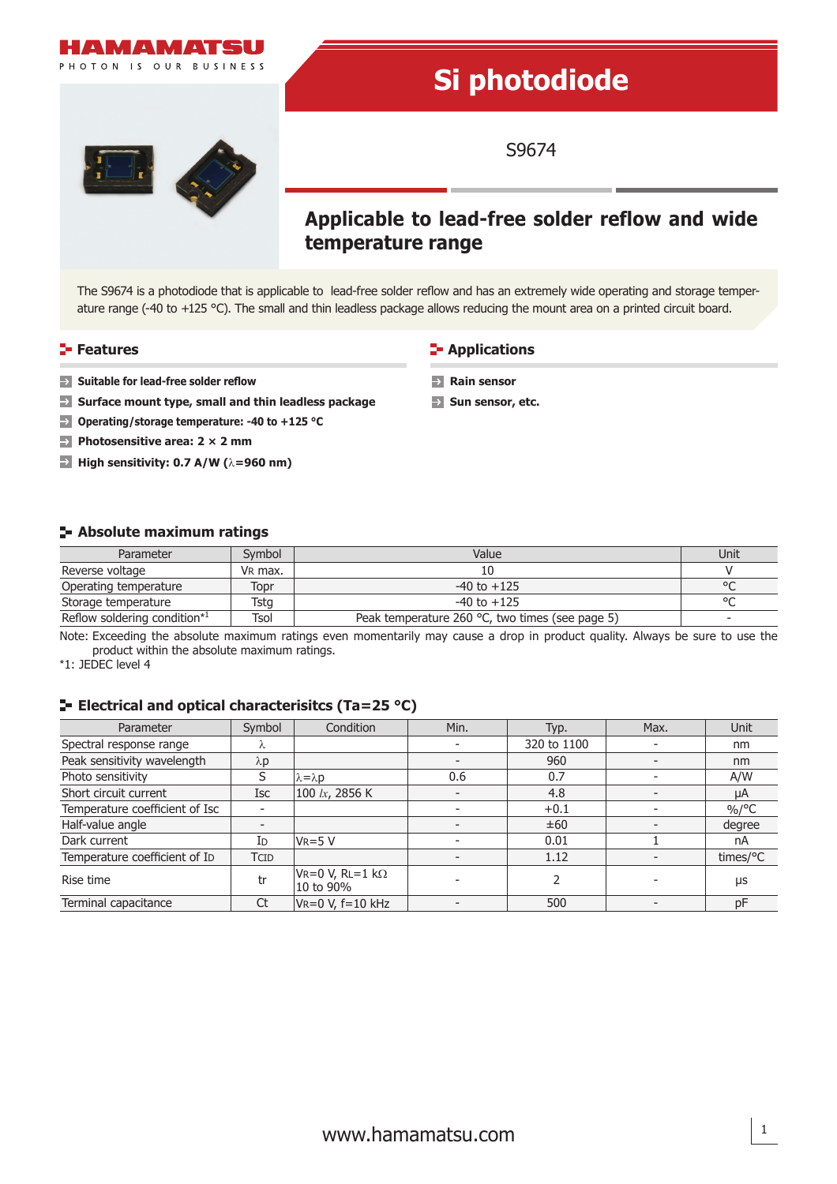# Si photodiode

S9674

## Applicable to lead-free solder reflow and wide temperature range

The S9674 is a photodiode that is applicable to lead-free solder reflow and has an extremely wide operating and storage temperature range (-40 to +125 °C). The small and thin leadless package allows reducing the mount area on a printed circuit board.

## Features

- **Suitable for lead-free solder reflow**
- **Surface mount type, small and thin leadless package**
- **Operating/storage temperature: -40 to +125 °C**
- **Photosensitive area: 2 × 2 mm**
- **High sensitivity: 0.7 A/W (λ=960 nm)**

## Applications

- **Rain sensor**
- **Sun sensor, etc.**

## Absolute maximum ratings

| Parameter | Symbol | Value | Unit |
|---|---|---|---|
| Reverse voltage | $V_R$ max. | 10 | V |
| Operating temperature | Topr | -40 to +125 | °C |
| Storage temperature | Tstg | -40 to +125 | °C |
| Reflow soldering condition*1 | Tsol | Peak temperature 260 °C, two times (see page 5) | - |

Note: Exceeding the absolute maximum ratings even momentarily may cause a drop in product quality. Always be sure to use the product within the absolute maximum ratings.

*1: JEDEC level 4

## Electrical and optical characterisitcs (Ta=25 °C)

| Parameter | Symbol | Condition | Min. | Typ. | Max. | Unit |
|---|---|---|---|---|---|---|
| Spectral response range | λ | | - | 320 to 1100 | - | nm |
| Peak sensitivity wavelength | λp | | - | 960 | - | nm |
| Photo sensitivity | S | λ=λp | 0.6 | 0.7 | - | A/W |
| Short circuit current | Isc | 100 *lx*, 2856 K | - | 4.8 | - | μA |
| Temperature coefficient of Isc | - | | - | +0.1 | - | %/°C |
| Half-value angle | - | | - | ±60 | - | degree |
| Dark current | $I_D$ | $V_R$=5 V | - | 0.01 | 1 | nA |
| Temperature coefficient of $I_D$ | TCID | | - | 1.12 | - | times/°C |
| Rise time | tr | $V_R$=0 V, $R_L$=1 kΩ 10 to 90% | - | 2 | - | μs |
| Terminal capacitance | Ct | $V_R$=0 V, f=10 kHz | - | 500 | - | pF |

www.hamamatsu.com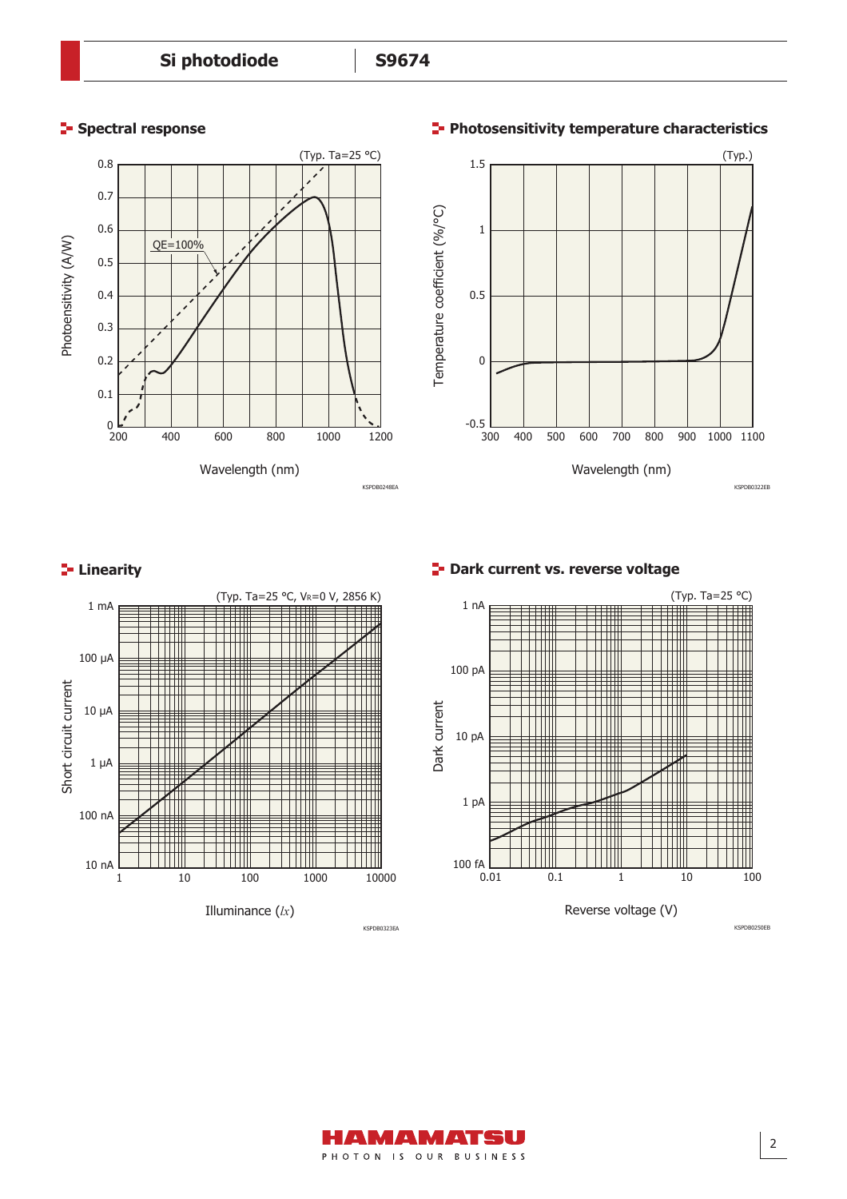## Spectral response

(Typ. Ta=25 °C)

Photoensitivity (A/W)

0.8
0.7
0.6
0.5
0.4
0.3
0.2
0.1
0

QE=100%

200 400 600 800 1000 1200

Wavelength (nm)

KSPDB0248EA

## Photosensitivity temperature characteristics

(Typ.)

Temperature coefficient (%/°C)

1.5
1
0.5
0
-0.5

300 400 500 600 700 800 900 1000 1100

Wavelength (nm)

KSPDB0322EB

## Linearity

(Typ. Ta=25 °C, $V_R$=0 V, 2856 K)

Short circuit current

1 mA
100 μA
10 μA
1 μA
100 nA
10 nA

1 10 100 1000 10000

Illuminance (*lx*)

KSPDB0323EA

## Dark current vs. reverse voltage

(Typ. Ta=25 °C)

Dark current

1 nA
100 pA
10 pA
1 pA
100 fA

0.01 0.1 1 10 100

Reverse voltage (V)

KSPDB0250EB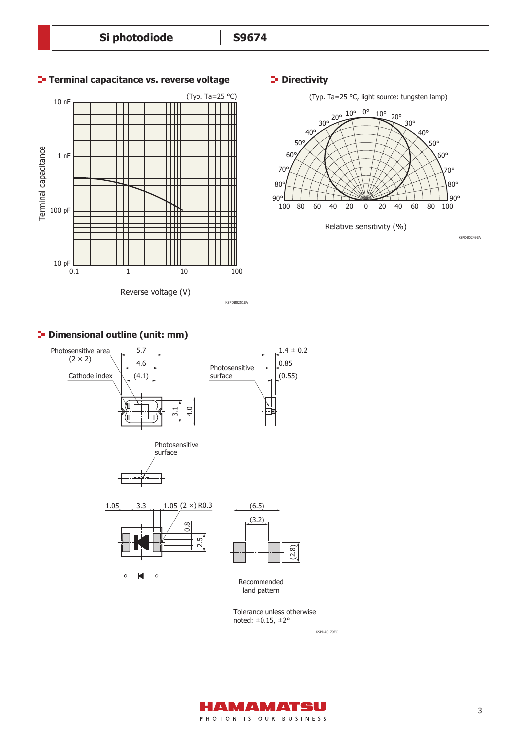## Terminal capacitance vs. reverse voltage

(Typ. Ta=25 °C)

Terminal capacitance

10 nF
1 nF
100 pF
10 pF

0.1
1
10
100

Reverse voltage (V)

KSPDB0251EA

## Directivity

(Typ. Ta=25 °C, light source: tungsten lamp)

0°
10° 10°
20° 20°
30° 30°
40° 40°
50° 50°
60° 60°
70° 70°
80° 80°
90° 90°

100 80 60 40 20 0 20 40 60 80 100

Relative sensitivity (%)

KSPDB0249EA

## Dimensional outline (unit: mm)

Photosensitive area (2 × 2)

Cathode index

5.7
4.6
(4.1)
3.1
4.0

Photosensitive surface

1.4 ± 0.2
0.85
(0.55)

Photosensitive surface

1.05
3.3
1.05
(2 ×) R0.3
0.8
2.5

(6.5)
(3.2)
(2.8)

Recommended land pattern

Tolerance unless otherwise noted: ±0.15, ±2°

KSPDA0179EC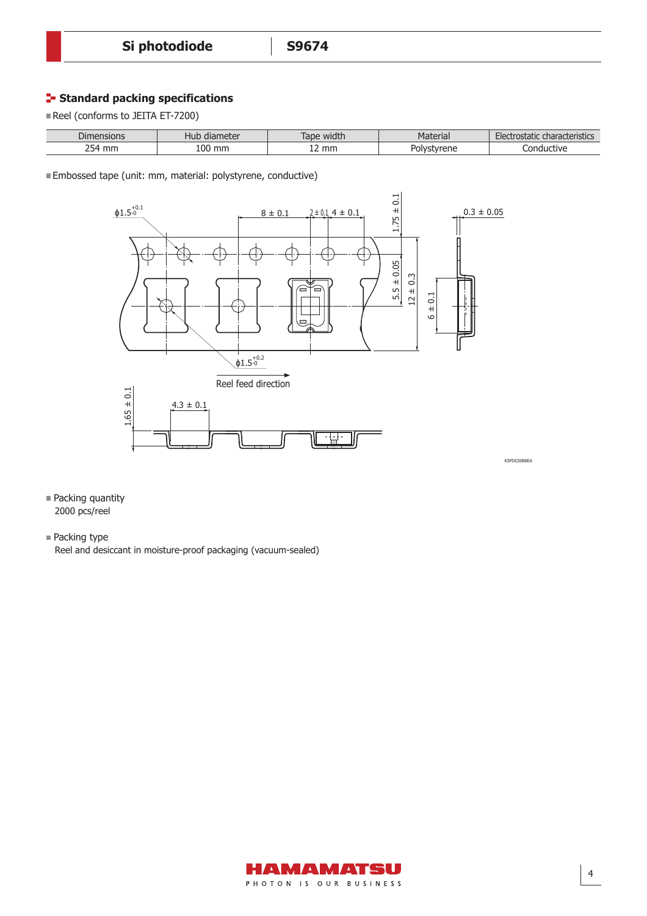## Standard packing specifications

■ Reel (conforms to JEITA ET-7200)

| Dimensions | Hub diameter | Tape width | Material | Electrostatic characteristics |
|---|---|---|---|---|
| 254 mm | 100 mm | 12 mm | Polystyrene | Conductive |

■ Embossed tape (unit: mm, material: polystyrene, conductive)

ϕ1.5 $^{+0.1}_{-0}$

8 ± 0.1

2 ± 0.1

4 ± 0.1

1.75 ± 0.1

0.3 ± 0.05

5.5 ± 0.05

12 ± 0.3

6 ± 0.1

ϕ1.5 $^{+0.2}_{-0}$

Reel feed direction

1.65 ± 0.1

4.3 ± 0.1

KSPDC0088EA

■ Packing quantity

2000 pcs/reel

■ Packing type

Reel and desiccant in moisture-proof packaging (vacuum-sealed)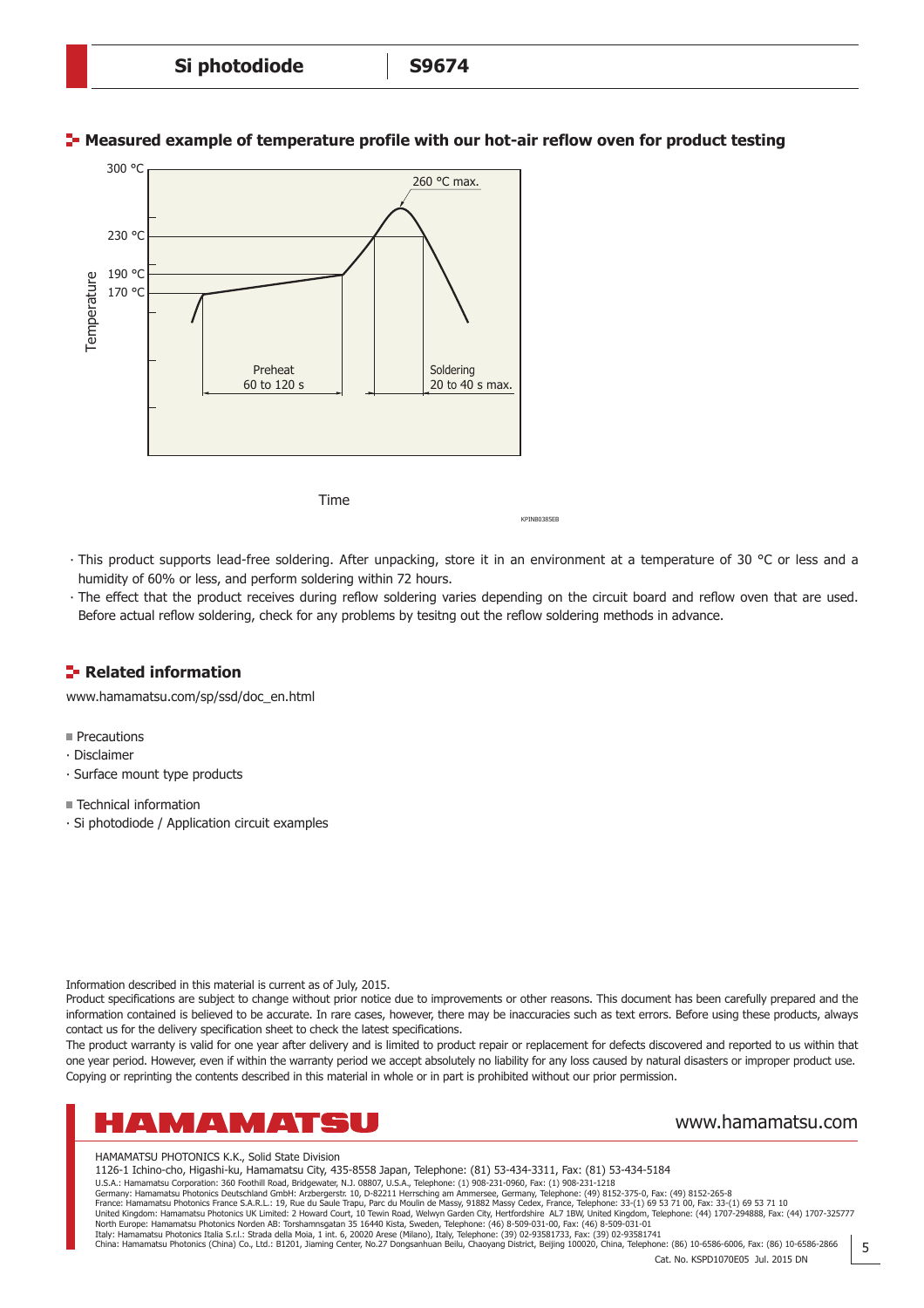## Measured example of temperature profile with our hot-air reflow oven for product testing

300 °C
260 °C max.
230 °C
190 °C
170 °C
Temperature
Preheat
60 to 120 s
Soldering
20 to 40 s max.
Time

KPINB0385EB

- This product supports lead-free soldering. After unpacking, store it in an environment at a temperature of 30 °C or less and a humidity of 60% or less, and perform soldering within 72 hours.
- The effect that the product receives during reflow soldering varies depending on the circuit board and reflow oven that are used. Before actual reflow soldering, check for any problems by tesitng out the reflow soldering methods in advance.

## Related information

www.hamamatsu.com/sp/ssd/doc_en.html

■ Precautions
- Disclaimer
- Surface mount type products

■ Technical information
- Si photodiode / Application circuit examples

Information described in this material is current as of July, 2015.

Product specifications are subject to change without prior notice due to improvements or other reasons. This document has been carefully prepared and the information contained is believed to be accurate. In rare cases, however, there may be inaccuracies such as text errors. Before using these products, always contact us for the delivery specification sheet to check the latest specifications.

The product warranty is valid for one year after delivery and is limited to product repair or replacement for defects discovered and reported to us within that one year period. However, even if within the warranty period we accept absolutely no liability for any loss caused by natural disasters or improper product use. Copying or reprinting the contents described in this material in whole or in part is prohibited without our prior permission.

**HAMAMATSU**

www.hamamatsu.com

HAMAMATSU PHOTONICS K.K., Solid State Division
1126-1 Ichino-cho, Higashi-ku, Hamamatsu City, 435-8558 Japan, Telephone: (81) 53-434-3311, Fax: (81) 53-434-5184
U.S.A.: Hamamatsu Corporation: 360 Foothill Road, Bridgewater, N.J. 08807, U.S.A., Telephone: (1) 908-231-0960, Fax: (1) 908-231-1218
Germany: Hamamatsu Photonics Deutschland GmbH: Arzbergerstr. 10, D-82211 Herrsching am Ammersee, Germany, Telephone: (49) 8152-375-0, Fax: (49) 8152-265-8
France: Hamamatsu Photonics France S.A.R.L.: 19, Rue du Saule Trapu, Parc du Moulin de Massy, 91882 Massy Cedex, France, Telephone: 33-(1) 69 53 71 00, Fax: 33-(1) 69 53 71 10
United Kingdom: Hamamatsu Photonics UK Limited: 2 Howard Court, 10 Tewin Road, Welwyn Garden City, Hertfordshire AL7 1BW, United Kingdom, Telephone: (44) 1707-294888, Fax: (44) 1707-325777
North Europe: Hamamatsu Photonics Norden AB: Torshamnsgatan 35 16440 Kista, Sweden, Telephone: (46) 8-509-031-00, Fax: (46) 8-509-031-01
Italy: Hamamatsu Photonics Italia S.r.l.: Strada della Moia, 1 int. 6, 20020 Arese (Milano), Italy, Telephone: (39) 02-93581733, Fax: (39) 02-93581741
China: Hamamatsu Photonics (China) Co., Ltd.: B1201, Jiaming Center, No.27 Dongsanhuan Beilu, Chaoyang District, Beijing 100020, China, Telephone: (86) 10-6586-6006, Fax: (86) 10-6586-2866

Cat. No. KSPD1070E05 Jul. 2015 DN